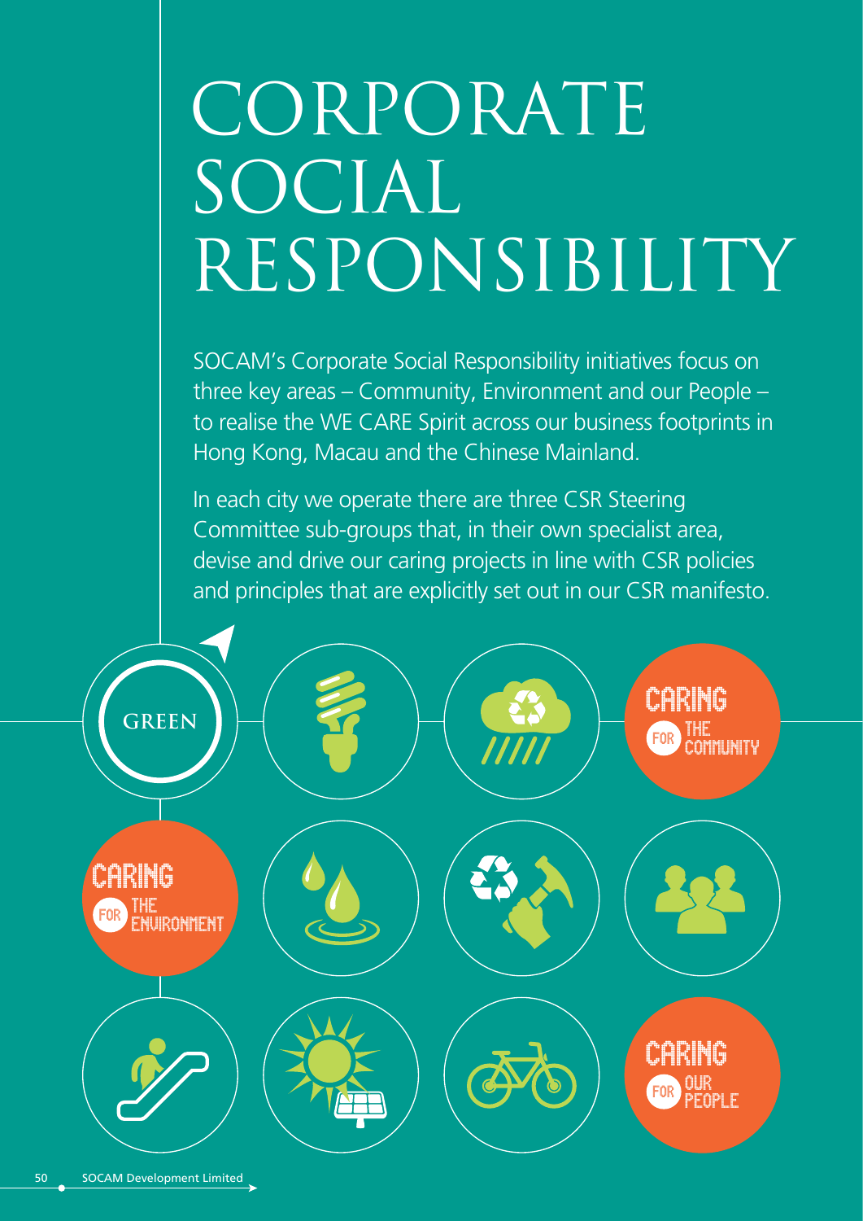# CORPORATE SOCIAL RESPONSIBILITY

SOCAM's Corporate Social Responsibility initiatives focus on three key areas – Community, Environment and our People – to realise the WE CARE Spirit across our business footprints in Hong Kong, Macau and the Chinese Mainland.

In each city we operate there are three CSR Steering Committee sub-groups that, in their own specialist area, devise and drive our caring projects in line with CSR policies and principles that are explicitly set out in our CSR manifesto.

GREEN

CARING FOR THE COMMUNITY

CARING FOR THE ENVIRONMENT

CARING FOR OUR PEOPLE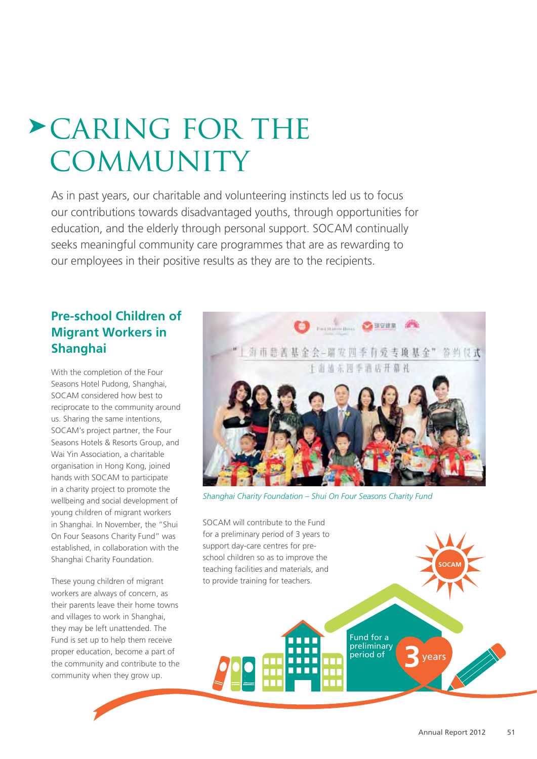# CARING FOR THE COMMUNITY

As in past years, our charitable and volunteering instincts led us to focus our contributions towards disadvantaged youths, through opportunities for education, and the elderly through personal support. SOCAM continually seeks meaningful community care programmes that are as rewarding to our employees in their positive results as they are to the recipients.

## Pre-school Children of Migrant Workers in Shanghai

With the completion of the Four Seasons Hotel Pudong, Shanghai, SOCAM considered how best to reciprocate to the community around us. Sharing the same intentions, SOCAM's project partner, the Four Seasons Hotels & Resorts Group, and Wai Yin Association, a charitable organisation in Hong Kong, joined hands with SOCAM to participate in a charity project to promote the wellbeing and social development of young children of migrant workers in Shanghai. In November, the "Shui On Four Seasons Charity Fund" was established, in collaboration with the Shanghai Charity Foundation.

These young children of migrant workers are always of concern, as their parents leave their home towns and villages to work in Shanghai, they may be left unattended. The Fund is set up to help them receive proper education, become a part of the community and contribute to the community when they grow up.

*Shanghai Charity Foundation – Shui On Four Seasons Charity Fund*

SOCAM will contribute to the Fund for a preliminary period of 3 years to support day-care centres for pre-school children so as to improve the teaching facilities and materials, and to provide training for teachers.

SOCAM

Fund for a preliminary period of 3 years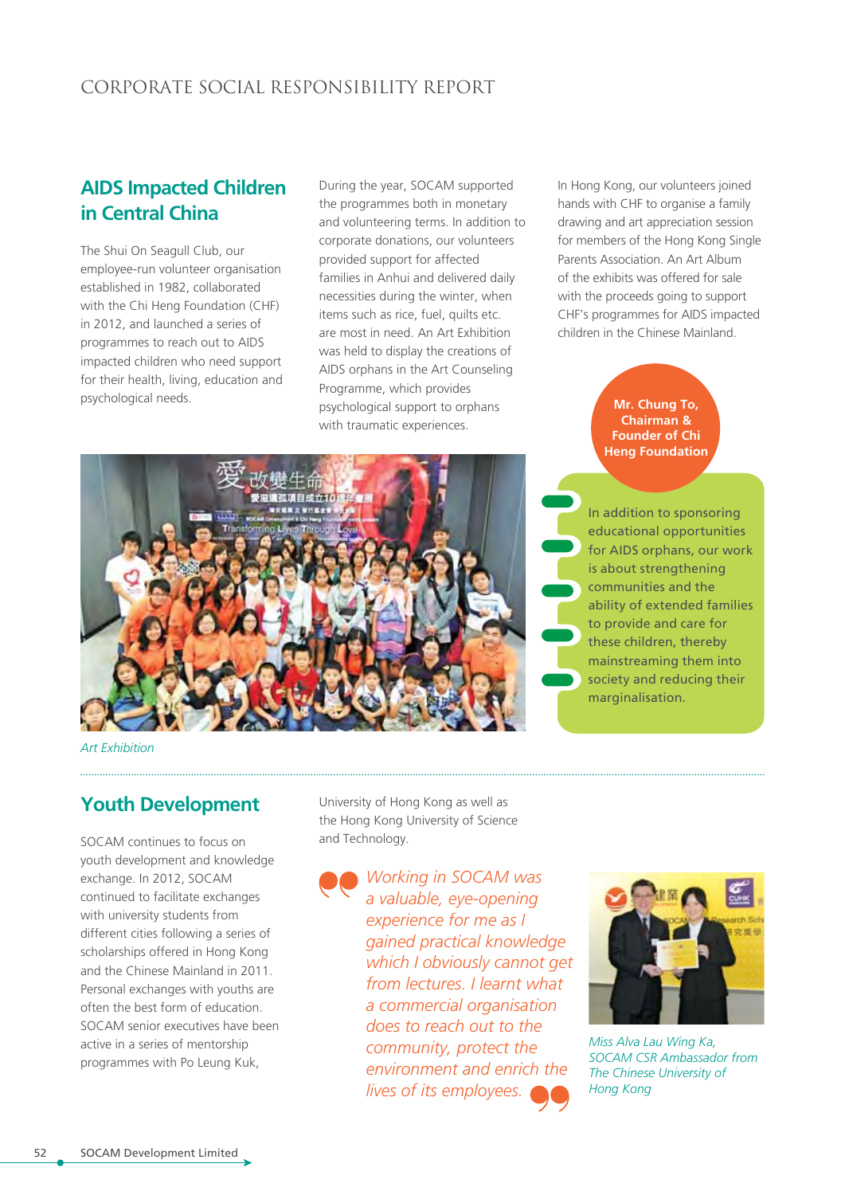## AIDS Impacted Children in Central China

The Shui On Seagull Club, our employee-run volunteer organisation established in 1982, collaborated with the Chi Heng Foundation (CHF) in 2012, and launched a series of programmes to reach out to AIDS impacted children who need support for their health, living, education and psychological needs.

During the year, SOCAM supported the programmes both in monetary and volunteering terms. In addition to corporate donations, our volunteers provided support for affected families in Anhui and delivered daily necessities during the winter, when items such as rice, fuel, quilts etc. are most in need. An Art Exhibition was held to display the creations of AIDS orphans in the Art Counseling Programme, which provides psychological support to orphans with traumatic experiences.

In Hong Kong, our volunteers joined hands with CHF to organise a family drawing and art appreciation session for members of the Hong Kong Single Parents Association. An Art Album of the exhibits was offered for sale with the proceeds going to support CHF's programmes for AIDS impacted children in the Chinese Mainland.

*Art Exhibition*

**Mr. Chung To, Chairman & Founder of Chi Heng Foundation**

In addition to sponsoring educational opportunities for AIDS orphans, our work is about strengthening communities and the ability of extended families to provide and care for these children, thereby mainstreaming them into society and reducing their marginalisation.

## Youth Development

SOCAM continues to focus on youth development and knowledge exchange. In 2012, SOCAM continued to facilitate exchanges with university students from different cities following a series of scholarships offered in Hong Kong and the Chinese Mainland in 2011. Personal exchanges with youths are often the best form of education. SOCAM senior executives have been active in a series of mentorship programmes with Po Leung Kuk, University of Hong Kong as well as the Hong Kong University of Science and Technology.

*Working in SOCAM was a valuable, eye-opening experience for me as I gained practical knowledge which I obviously cannot get from lectures. I learnt what a commercial organisation does to reach out to the community, protect the environment and enrich the lives of its employees.*

*Miss Alva Lau Wing Ka, SOCAM CSR Ambassador from The Chinese University of Hong Kong*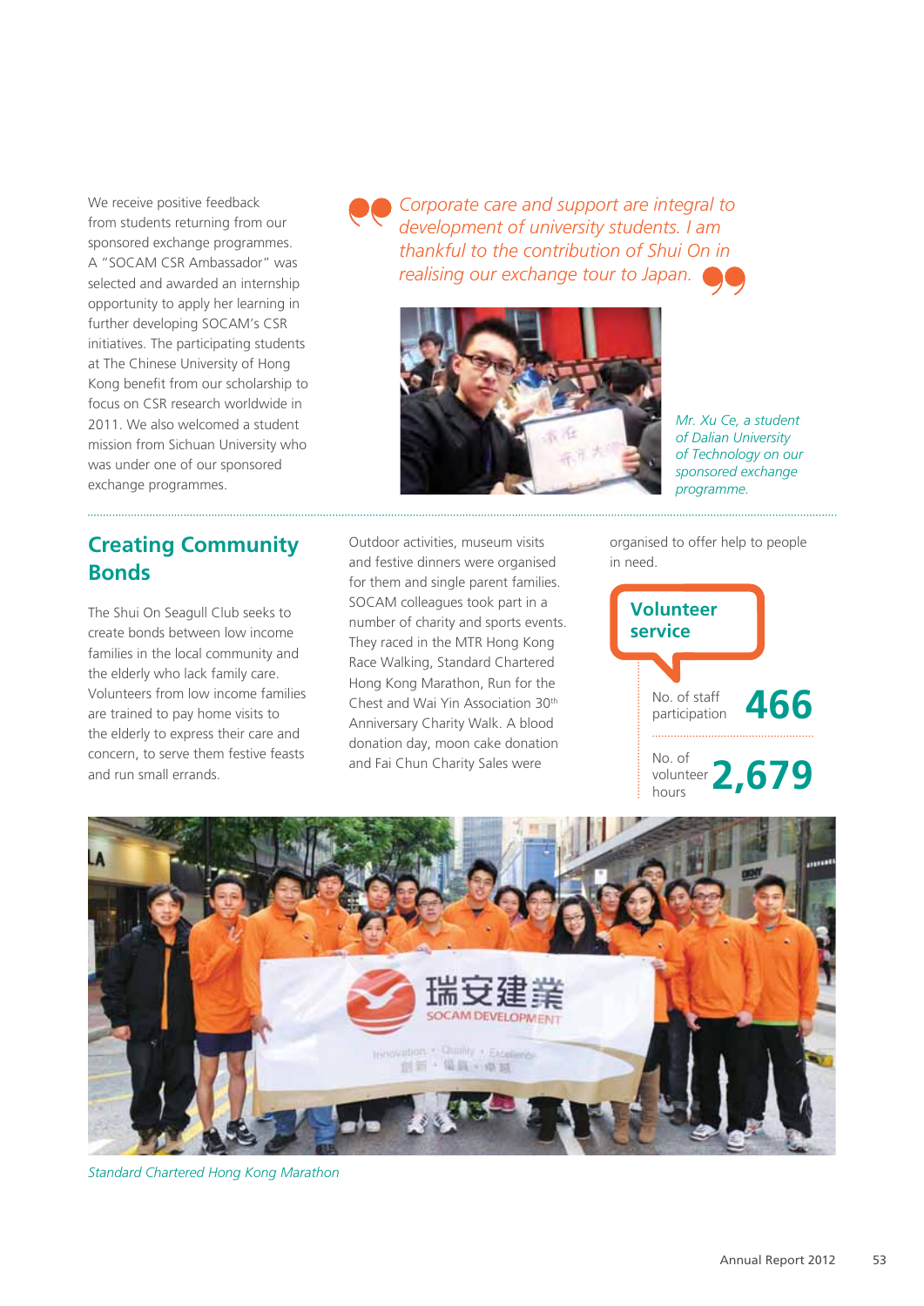We receive positive feedback from students returning from our sponsored exchange programmes. A "SOCAM CSR Ambassador" was selected and awarded an internship opportunity to apply her learning in further developing SOCAM's CSR initiatives. The participating students at The Chinese University of Hong Kong benefit from our scholarship to focus on CSR research worldwide in 2011. We also welcomed a student mission from Sichuan University who was under one of our sponsored exchange programmes.

> *Corporate care and support are integral to development of university students. I am thankful to the contribution of Shui On in realising our exchange tour to Japan.*

*Mr. Xu Ce, a student of Dalian University of Technology on our sponsored exchange programme.*

## Creating Community Bonds

The Shui On Seagull Club seeks to create bonds between low income families in the local community and the elderly who lack family care. Volunteers from low income families are trained to pay home visits to the elderly to express their care and concern, to serve them festive feasts and run small errands.

Outdoor activities, museum visits and festive dinners were organised for them and single parent families. SOCAM colleagues took part in a number of charity and sports events. They raced in the MTR Hong Kong Race Walking, Standard Chartered Hong Kong Marathon, Run for the Chest and Wai Yin Association 30th Anniversary Charity Walk. A blood donation day, moon cake donation and Fai Chun Charity Sales were organised to offer help to people in need.

### Volunteer service

| | |
|---|---|
| No. of staff participation | 466 |
| No. of volunteer hours | 2,679 |

*Standard Chartered Hong Kong Marathon*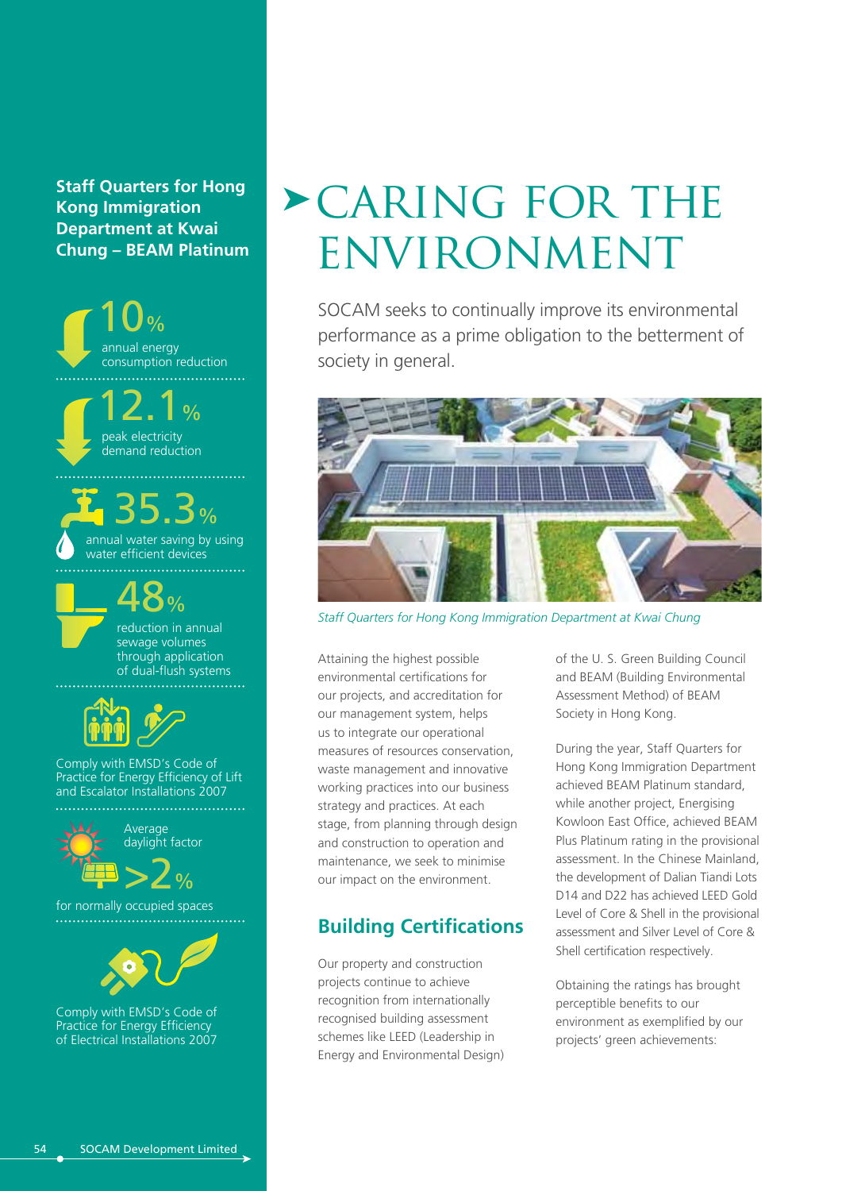# CARING FOR THE ENVIRONMENT

SOCAM seeks to continually improve its environmental performance as a prime obligation to the betterment of society in general.

*Staff Quarters for Hong Kong Immigration Department at Kwai Chung*

Attaining the highest possible environmental certifications for our projects, and accreditation for our management system, helps us to integrate our operational measures of resources conservation, waste management and innovative working practices into our business strategy and practices. At each stage, from planning through design and construction to operation and maintenance, we seek to minimise our impact on the environment.

## Building Certifications

Our property and construction projects continue to achieve recognition from internationally recognised building assessment schemes like LEED (Leadership in Energy and Environmental Design) of the U. S. Green Building Council and BEAM (Building Environmental Assessment Method) of BEAM Society in Hong Kong.

During the year, Staff Quarters for Hong Kong Immigration Department achieved BEAM Platinum standard, while another project, Energising Kowloon East Office, achieved BEAM Plus Platinum rating in the provisional assessment. In the Chinese Mainland, the development of Dalian Tiandi Lots D14 and D22 has achieved LEED Gold Level of Core & Shell in the provisional assessment and Silver Level of Core & Shell certification respectively.

Obtaining the ratings has brought perceptible benefits to our environment as exemplified by our projects' green achievements:

**Staff Quarters for Hong Kong Immigration Department at Kwai Chung – BEAM Platinum**

- **10%** annual energy consumption reduction
- **12.1%** peak electricity demand reduction
- **35.3%** annual water saving by using water efficient devices
- **48%** reduction in annual sewage volumes through application of dual-flush systems
- Comply with EMSD's Code of Practice for Energy Efficiency of Lift and Escalator Installations 2007
- Average daylight factor **>2%** for normally occupied spaces
- Comply with EMSD's Code of Practice for Energy Efficiency of Electrical Installations 2007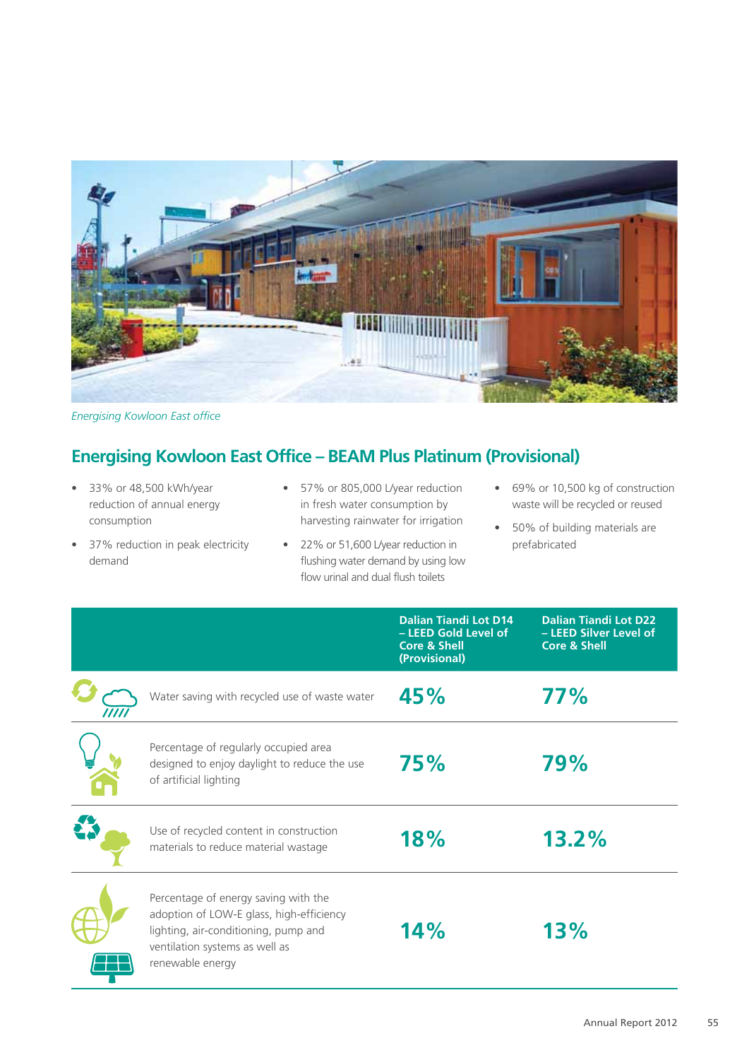*Energising Kowloon East office*

## Energising Kowloon East Office – BEAM Plus Platinum (Provisional)

- 33% or 48,500 kWh/year reduction of annual energy consumption
- 37% reduction in peak electricity demand
- 57% or 805,000 L/year reduction in fresh water consumption by harvesting rainwater for irrigation
- 22% or 51,600 L/year reduction in flushing water demand by using low flow urinal and dual flush toilets
- 69% or 10,500 kg of construction waste will be recycled or reused
- 50% of building materials are prefabricated

| | Dalian Tiandi Lot D14 – LEED Gold Level of Core & Shell (Provisional) | Dalian Tiandi Lot D22 – LEED Silver Level of Core & Shell |
|---|---|---|
| Water saving with recycled use of waste water | 45% | 77% |
| Percentage of regularly occupied area designed to enjoy daylight to reduce the use of artificial lighting | 75% | 79% |
| Use of recycled content in construction materials to reduce material wastage | 18% | 13.2% |
| Percentage of energy saving with the adoption of LOW-E glass, high-efficiency lighting, air-conditioning, pump and ventilation systems as well as renewable energy | 14% | 13% |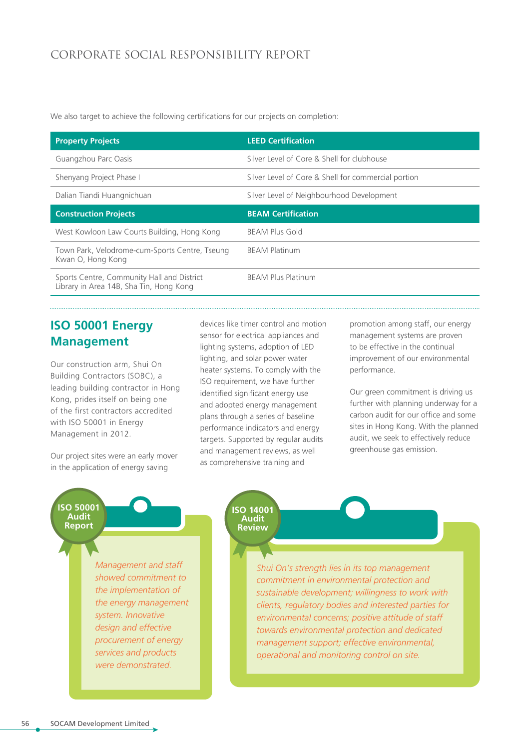We also target to achieve the following certifications for our projects on completion:

| Property Projects | LEED Certification |
|---|---|
| Guangzhou Parc Oasis | Silver Level of Core & Shell for clubhouse |
| Shenyang Project Phase I | Silver Level of Core & Shell for commercial portion |
| Dalian Tiandi Huangnichuan | Silver Level of Neighbourhood Development |
| **Construction Projects** | **BEAM Certification** |
| West Kowloon Law Courts Building, Hong Kong | BEAM Plus Gold |
| Town Park, Velodrome-cum-Sports Centre, Tseung Kwan O, Hong Kong | BEAM Platinum |
| Sports Centre, Community Hall and District Library in Area 14B, Sha Tin, Hong Kong | BEAM Plus Platinum |

## ISO 50001 Energy Management

Our construction arm, Shui On Building Contractors (SOBC), a leading building contractor in Hong Kong, prides itself on being one of the first contractors accredited with ISO 50001 in Energy Management in 2012.

Our project sites were an early mover in the application of energy saving devices like timer control and motion sensor for electrical appliances and lighting systems, adoption of LED lighting, and solar power water heater systems. To comply with the ISO requirement, we have further identified significant energy use and adopted energy management plans through a series of baseline performance indicators and energy targets. Supported by regular audits and management reviews, as well as comprehensive training and promotion among staff, our energy management systems are proven to be effective in the continual improvement of our environmental performance.

Our green commitment is driving us further with planning underway for a carbon audit for our office and some sites in Hong Kong. With the planned audit, we seek to effectively reduce greenhouse gas emission.

**ISO 50001 Audit Report**

*Management and staff showed commitment to the implementation of the energy management system. Innovative design and effective procurement of energy services and products were demonstrated.*

**ISO 14001 Audit Review**

*Shui On's strength lies in its top management commitment in environmental protection and sustainable development; willingness to work with clients, regulatory bodies and interested parties for environmental concerns; positive attitude of staff towards environmental protection and dedicated management support; effective environmental, operational and monitoring control on site.*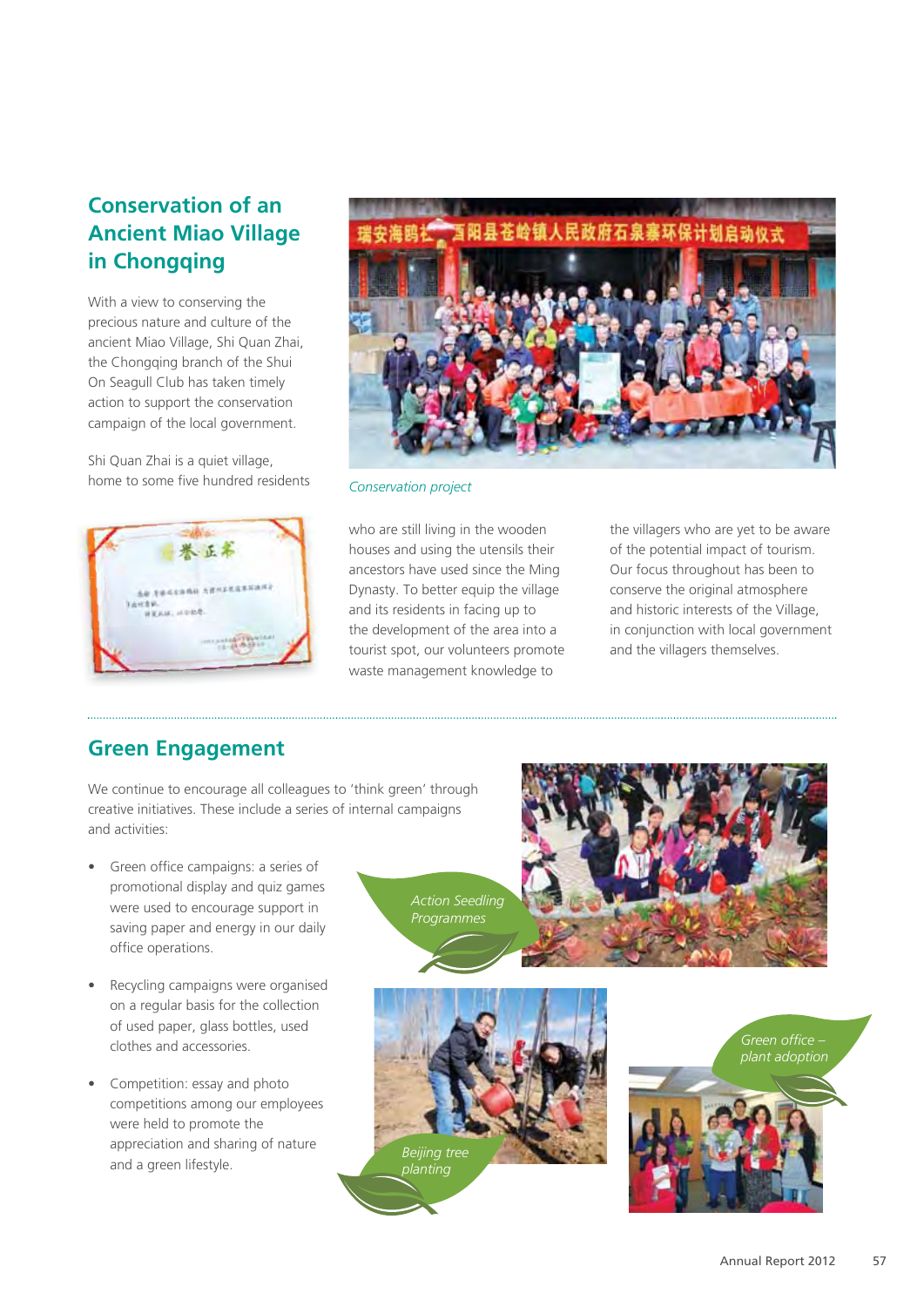## Conservation of an Ancient Miao Village in Chongqing

With a view to conserving the precious nature and culture of the ancient Miao Village, Shi Quan Zhai, the Chongqing branch of the Shui On Seagull Club has taken timely action to support the conservation campaign of the local government.

Shi Quan Zhai is a quiet village, home to some five hundred residents who are still living in the wooden houses and using the utensils their ancestors have used since the Ming Dynasty. To better equip the village and its residents in facing up to the development of the area into a tourist spot, our volunteers promote waste management knowledge to the villagers who are yet to be aware of the potential impact of tourism. Our focus throughout has been to conserve the original atmosphere and historic interests of the Village, in conjunction with local government and the villagers themselves.

*Conservation project*

## Green Engagement

We continue to encourage all colleagues to 'think green' through creative initiatives. These include a series of internal campaigns and activities:

- Green office campaigns: a series of promotional display and quiz games were used to encourage support in saving paper and energy in our daily office operations.
- Recycling campaigns were organised on a regular basis for the collection of used paper, glass bottles, used clothes and accessories.
- Competition: essay and photo competitions among our employees were held to promote the appreciation and sharing of nature and a green lifestyle.

*Action Seedling Programmes*

*Beijing tree planting*

*Green office – plant adoption*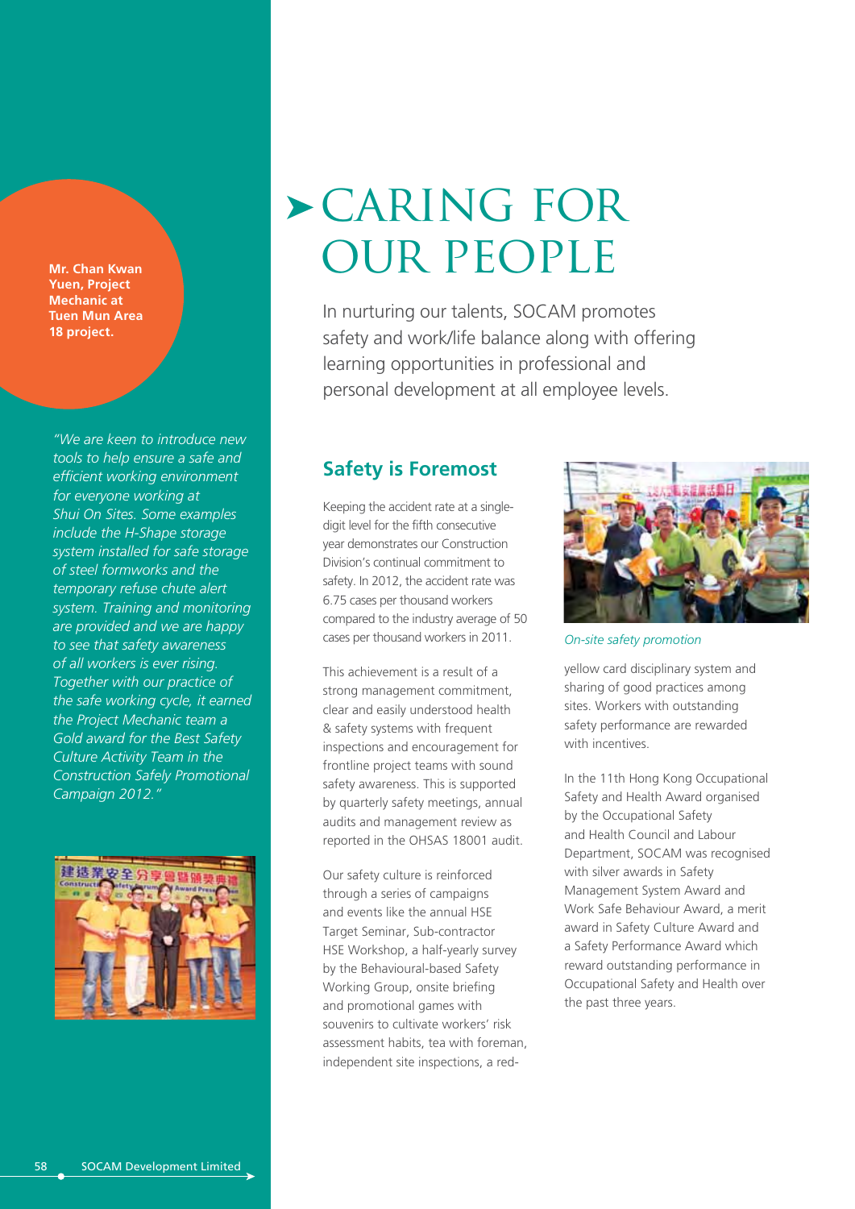**Mr. Chan Kwan Yuen, Project Mechanic at Tuen Mun Area 18 project.**

*"We are keen to introduce new tools to help ensure a safe and efficient working environment for everyone working at Shui On Sites. Some examples include the H-Shape storage system installed for safe storage of steel formworks and the temporary refuse chute alert system. Training and monitoring are provided and we are happy to see that safety awareness of all workers is ever rising. Together with our practice of the safe working cycle, it earned the Project Mechanic team a Gold award for the Best Safety Culture Activity Team in the Construction Safely Promotional Campaign 2012."*

# CARING FOR OUR PEOPLE

In nurturing our talents, SOCAM promotes safety and work/life balance along with offering learning opportunities in professional and personal development at all employee levels.

## Safety is Foremost

Keeping the accident rate at a single-digit level for the fifth consecutive year demonstrates our Construction Division's continual commitment to safety. In 2012, the accident rate was 6.75 cases per thousand workers compared to the industry average of 50 cases per thousand workers in 2011.

This achievement is a result of a strong management commitment, clear and easily understood health & safety systems with frequent inspections and encouragement for frontline project teams with sound safety awareness. This is supported by quarterly safety meetings, annual audits and management review as reported in the OHSAS 18001 audit.

Our safety culture is reinforced through a series of campaigns and events like the annual HSE Target Seminar, Sub-contractor HSE Workshop, a half-yearly survey by the Behavioural-based Safety Working Group, onsite briefing and promotional games with souvenirs to cultivate workers' risk assessment habits, tea with foreman, independent site inspections, a red-yellow card disciplinary system and sharing of good practices among sites. Workers with outstanding safety performance are rewarded with incentives.

*On-site safety promotion*

In the 11th Hong Kong Occupational Safety and Health Award organised by the Occupational Safety and Health Council and Labour Department, SOCAM was recognised with silver awards in Safety Management System Award and Work Safe Behaviour Award, a merit award in Safety Culture Award and a Safety Performance Award which reward outstanding performance in Occupational Safety and Health over the past three years.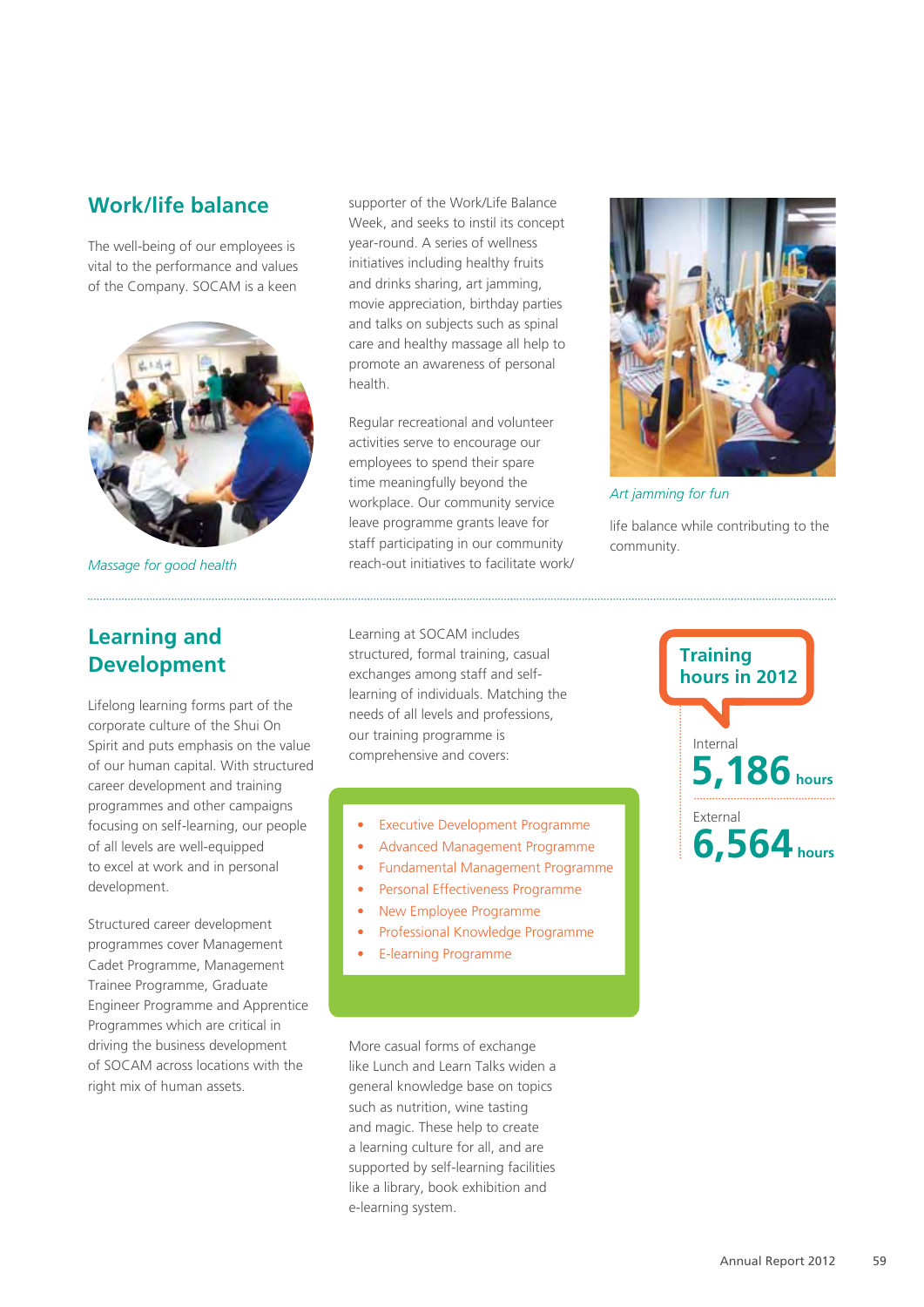## Work/life balance

The well-being of our employees is vital to the performance and values of the Company. SOCAM is a keen supporter of the Work/Life Balance Week, and seeks to instil its concept year-round. A series of wellness initiatives including healthy fruits and drinks sharing, art jamming, movie appreciation, birthday parties and talks on subjects such as spinal care and healthy massage all help to promote an awareness of personal health.

*Massage for good health*

Regular recreational and volunteer activities serve to encourage our employees to spend their spare time meaningfully beyond the workplace. Our community service leave programme grants leave for staff participating in our community reach-out initiatives to facilitate work/life balance while contributing to the community.

*Art jamming for fun*

## Learning and Development

Lifelong learning forms part of the corporate culture of the Shui On Spirit and puts emphasis on the value of our human capital. With structured career development and training programmes and other campaigns focusing on self-learning, our people of all levels are well-equipped to excel at work and in personal development.

Structured career development programmes cover Management Cadet Programme, Management Trainee Programme, Graduate Engineer Programme and Apprentice Programmes which are critical in driving the business development of SOCAM across locations with the right mix of human assets.

Learning at SOCAM includes structured, formal training, casual exchanges among staff and self-learning of individuals. Matching the needs of all levels and professions, our training programme is comprehensive and covers:

- Executive Development Programme
- Advanced Management Programme
- Fundamental Management Programme
- Personal Effectiveness Programme
- New Employee Programme
- Professional Knowledge Programme
- E-learning Programme

More casual forms of exchange like Lunch and Learn Talks widen a general knowledge base on topics such as nutrition, wine tasting and magic. These help to create a learning culture for all, and are supported by self-learning facilities like a library, book exhibition and e-learning system.

**Training hours in 2012**

Internal
**5,186** hours

External
**6,564** hours